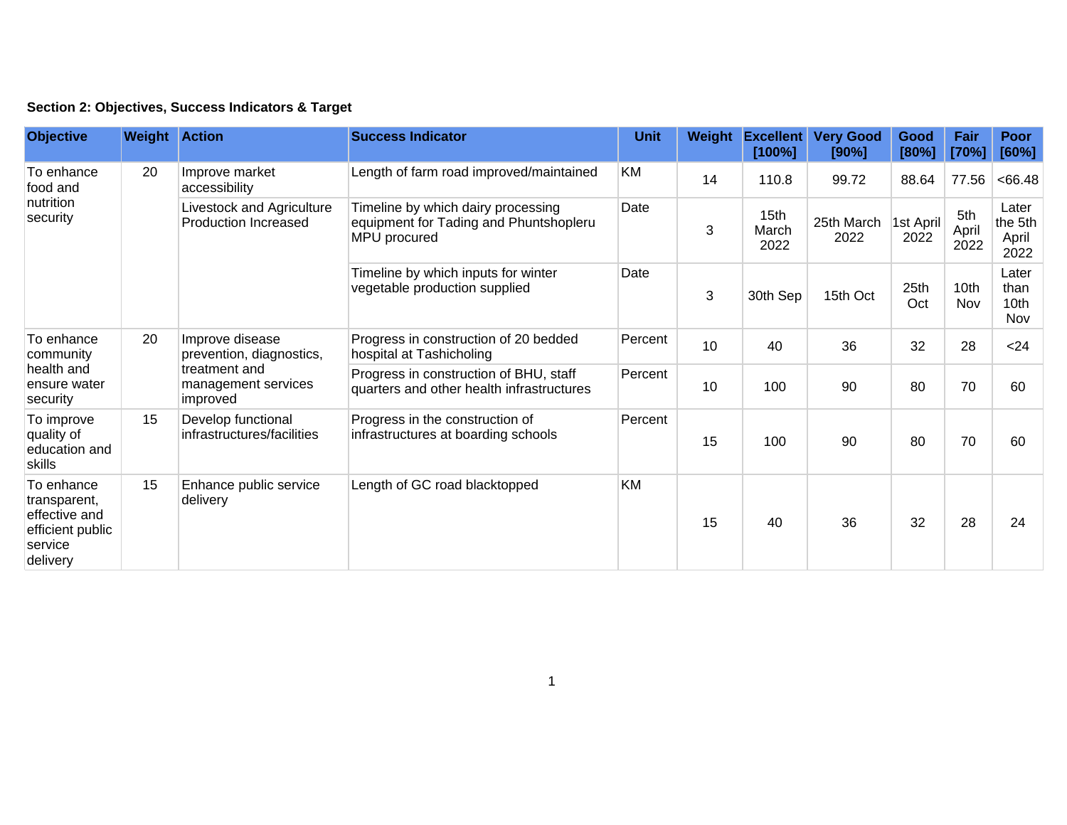**Section 2: Objectives, Success Indicators & Target**

| Objective | Weight | Action | Success Indicator | Unit | Weight | Excellent [100%] | Very Good [90%] | Good [80%] | Fair [70%] | Poor [60%] |
|---|---|---|---|---|---|---|---|---|---|---|
| To enhance food and nutrition security | 20 | Improve market accessibility | Length of farm road improved/maintained | KM | 14 | 110.8 | 99.72 | 88.64 | 77.56 | <66.48 |
| | | Livestock and Agriculture Production Increased | Timeline by which dairy processing equipment for Tading and Phuntshopleru MPU procured | Date | 3 | 15th March 2022 | 25th March 2022 | 1st April 2022 | 5th April 2022 | Later the 5th April 2022 |
| | | | Timeline by which inputs for winter vegetable production supplied | Date | 3 | 30th Sep | 15th Oct | 25th Oct | 10th Nov | Later than 10th Nov |
| To enhance community health and ensure water security | 20 | Improve disease prevention, diagnostics, treatment and management services improved | Progress in construction of 20 bedded hospital at Tashicholing | Percent | 10 | 40 | 36 | 32 | 28 | <24 |
| | | | Progress in construction of BHU, staff quarters and other health infrastructures | Percent | 10 | 100 | 90 | 80 | 70 | 60 |
| To improve quality of education and skills | 15 | Develop functional infrastructures/facilities | Progress in the construction of infrastructures at boarding schools | Percent | 15 | 100 | 90 | 80 | 70 | 60 |
| To enhance transparent, effective and efficient public service delivery | 15 | Enhance public service delivery | Length of GC road blacktopped | KM | 15 | 40 | 36 | 32 | 28 | 24 |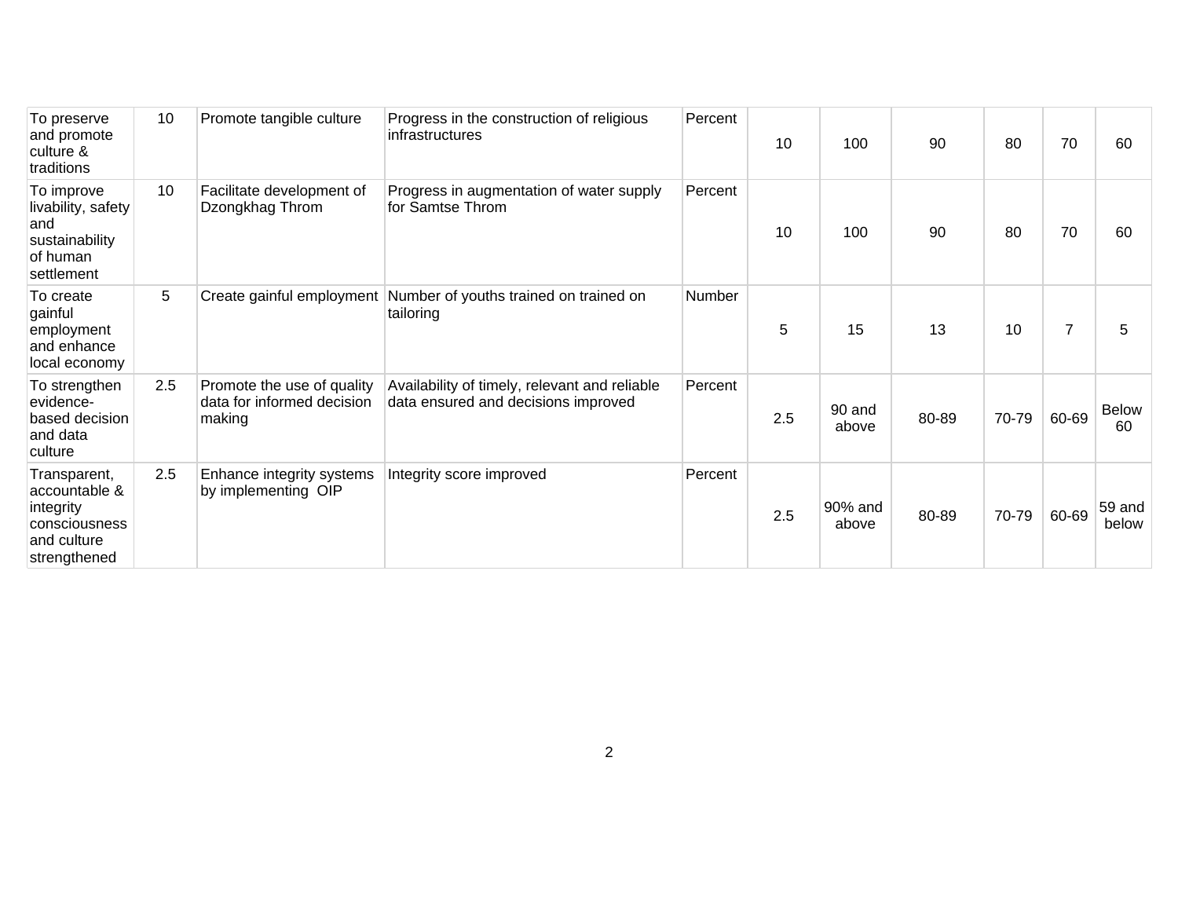| | | | | | | | | | | |
|---|---|---|---|---|---|---|---|---|---|---|
| To preserve and promote culture & traditions | 10 | Promote tangible culture | Progress in the construction of religious infrastructures | Percent | 10 | 100 | 90 | 80 | 70 | 60 |
| To improve livability, safety and sustainability of human settlement | 10 | Facilitate development of Dzongkhag Throm | Progress in augmentation of water supply for Samtse Throm | Percent | 10 | 100 | 90 | 80 | 70 | 60 |
| To create gainful employment and enhance local economy | 5 | Create gainful employment | Number of youths trained on trained on tailoring | Number | 5 | 15 | 13 | 10 | 7 | 5 |
| To strengthen evidence-based decision and data culture | 2.5 | Promote the use of quality data for informed decision making | Availability of timely, relevant and reliable data ensured and decisions improved | Percent | 2.5 | 90 and above | 80-89 | 70-79 | 60-69 | Below 60 |
| Transparent, accountable & integrity consciousness and culture strengthened | 2.5 | Enhance integrity systems by implementing OIP | Integrity score improved | Percent | 2.5 | 90% and above | 80-89 | 70-79 | 60-69 | 59 and below |